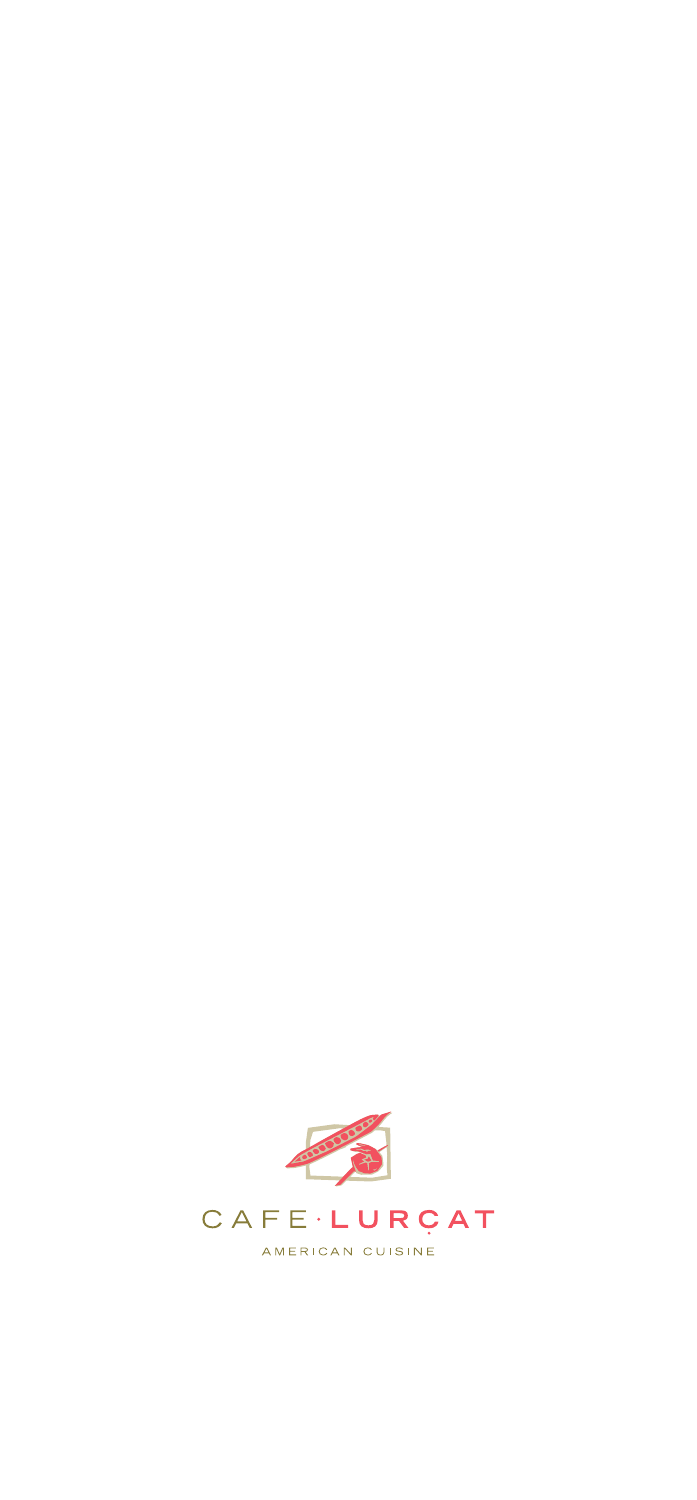# CAFE·LURÇAT

AMERICAN CUISINE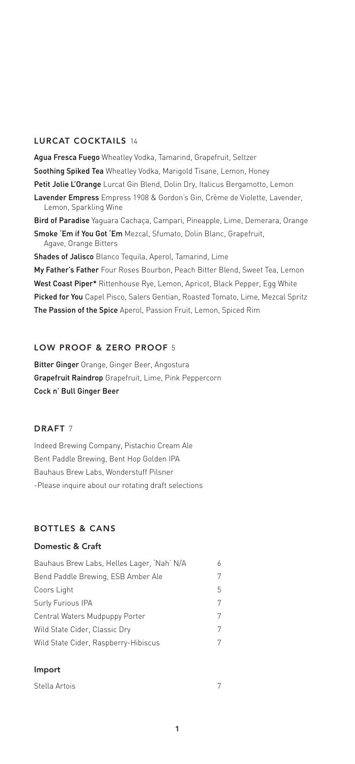## LURCAT COCKTAILS 14

**Agua Fresca Fuego** Wheatley Vodka, Tamarind, Grapefruit, Seltzer

**Soothing Spiked Tea** Wheatley Vodka, Marigold Tisane, Lemon, Honey

**Petit Jolie L'Orange** Lurcat Gin Blend, Dolin Dry, Italicus Bergamotto, Lemon

**Lavender Empress** Empress 1908 & Gordon's Gin, Crème de Violette, Lavender, Lemon, Sparkling Wine

**Bird of Paradise** Yaguara Cachaça, Campari, Pineapple, Lime, Demerara, Orange

**Smoke 'Em if You Got 'Em** Mezcal, Sfumato, Dolin Blanc, Grapefruit, Agave, Orange Bitters

**Shades of Jalisco** Blanco Tequila, Aperol, Tamarind, Lime

**My Father's Father** Four Roses Bourbon, Peach Bitter Blend, Sweet Tea, Lemon

**West Coast Piper*** Rittenhouse Rye, Lemon, Apricot, Black Pepper, Egg White

**Picked for You** Capel Pisco, Salers Gentian, Roasted Tomato, Lime, Mezcal Spritz

**The Passion of the Spice** Aperol, Passion Fruit, Lemon, Spiced Rim

## LOW PROOF & ZERO PROOF 5

**Bitter Ginger** Orange, Ginger Beer, Angostura

**Grapefruit Raindrop** Grapefruit, Lime, Pink Peppercorn

**Cock n' Bull Ginger Beer**

## DRAFT 7

Indeed Brewing Company, Pistachio Cream Ale

Bent Paddle Brewing, Bent Hop Golden IPA

Bauhaus Brew Labs, Wonderstuff Pilsner

-Please inquire about our rotating draft selections

## BOTTLES & CANS

### Domestic & Craft

| | |
|---|---|
| Bauhaus Brew Labs, Helles Lager, 'Nah' N/A | 6 |
| Bend Paddle Brewing, ESB Amber Ale | 7 |
| Coors Light | 5 |
| Surly Furious IPA | 7 |
| Central Waters Mudpuppy Porter | 7 |
| Wild State Cider, Classic Dry | 7 |
| Wild State Cider, Raspberry-Hibiscus | 7 |

### Import

| | |
|---|---|
| Stella Artois | 7 |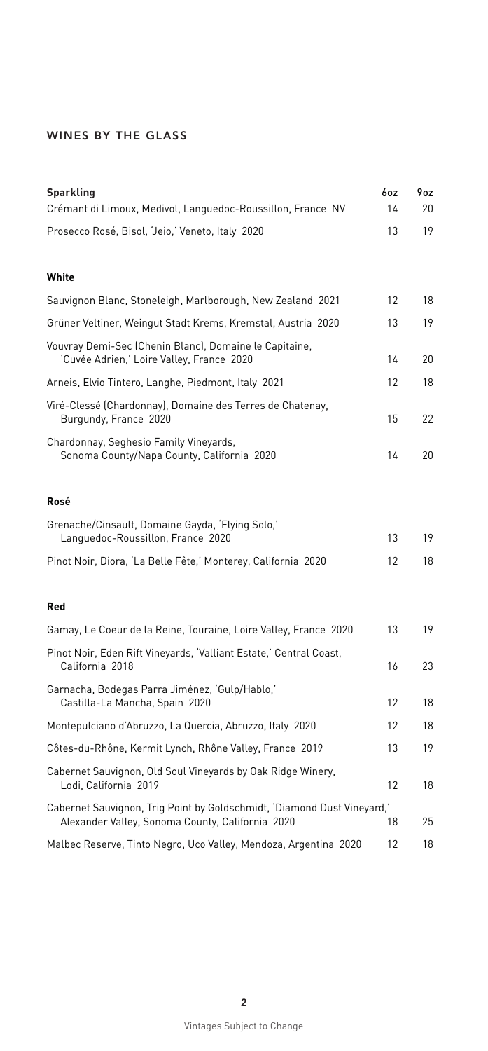## WINES BY THE GLASS

| **Sparkling** | **6oz** | **9oz** |
| --- | --- | --- |
| Crémant di Limoux, Medivol, Languedoc-Roussillon, France NV | 14 | 20 |
| Prosecco Rosé, Bisol, 'Jeio,' Veneto, Italy 2020 | 13 | 19 |

| **White** | | |
| --- | --- | --- |
| Sauvignon Blanc, Stoneleigh, Marlborough, New Zealand 2021 | 12 | 18 |
| Grüner Veltliner, Weingut Stadt Krems, Kremstal, Austria 2020 | 13 | 19 |
| Vouvray Demi-Sec (Chenin Blanc), Domaine le Capitaine, 'Cuvée Adrien,' Loire Valley, France 2020 | 14 | 20 |
| Arneis, Elvio Tintero, Langhe, Piedmont, Italy 2021 | 12 | 18 |
| Viré-Clessé (Chardonnay), Domaine des Terres de Chatenay, Burgundy, France 2020 | 15 | 22 |
| Chardonnay, Seghesio Family Vineyards, Sonoma County/Napa County, California 2020 | 14 | 20 |

| **Rosé** | | |
| --- | --- | --- |
| Grenache/Cinsault, Domaine Gayda, 'Flying Solo,' Languedoc-Roussillon, France 2020 | 13 | 19 |
| Pinot Noir, Diora, 'La Belle Fête,' Monterey, California 2020 | 12 | 18 |

| **Red** | | |
| --- | --- | --- |
| Gamay, Le Coeur de la Reine, Touraine, Loire Valley, France 2020 | 13 | 19 |
| Pinot Noir, Eden Rift Vineyards, 'Valliant Estate,' Central Coast, California 2018 | 16 | 23 |
| Garnacha, Bodegas Parra Jiménez, 'Gulp/Hablo,' Castilla-La Mancha, Spain 2020 | 12 | 18 |
| Montepulciano d'Abruzzo, La Quercia, Abruzzo, Italy 2020 | 12 | 18 |
| Côtes-du-Rhône, Kermit Lynch, Rhône Valley, France 2019 | 13 | 19 |
| Cabernet Sauvignon, Old Soul Vineyards by Oak Ridge Winery, Lodi, California 2019 | 12 | 18 |
| Cabernet Sauvignon, Trig Point by Goldschmidt, 'Diamond Dust Vineyard,' Alexander Valley, Sonoma County, California 2020 | 18 | 25 |
| Malbec Reserve, Tinto Negro, Uco Valley, Mendoza, Argentina 2020 | 12 | 18 |

Vintages Subject to Change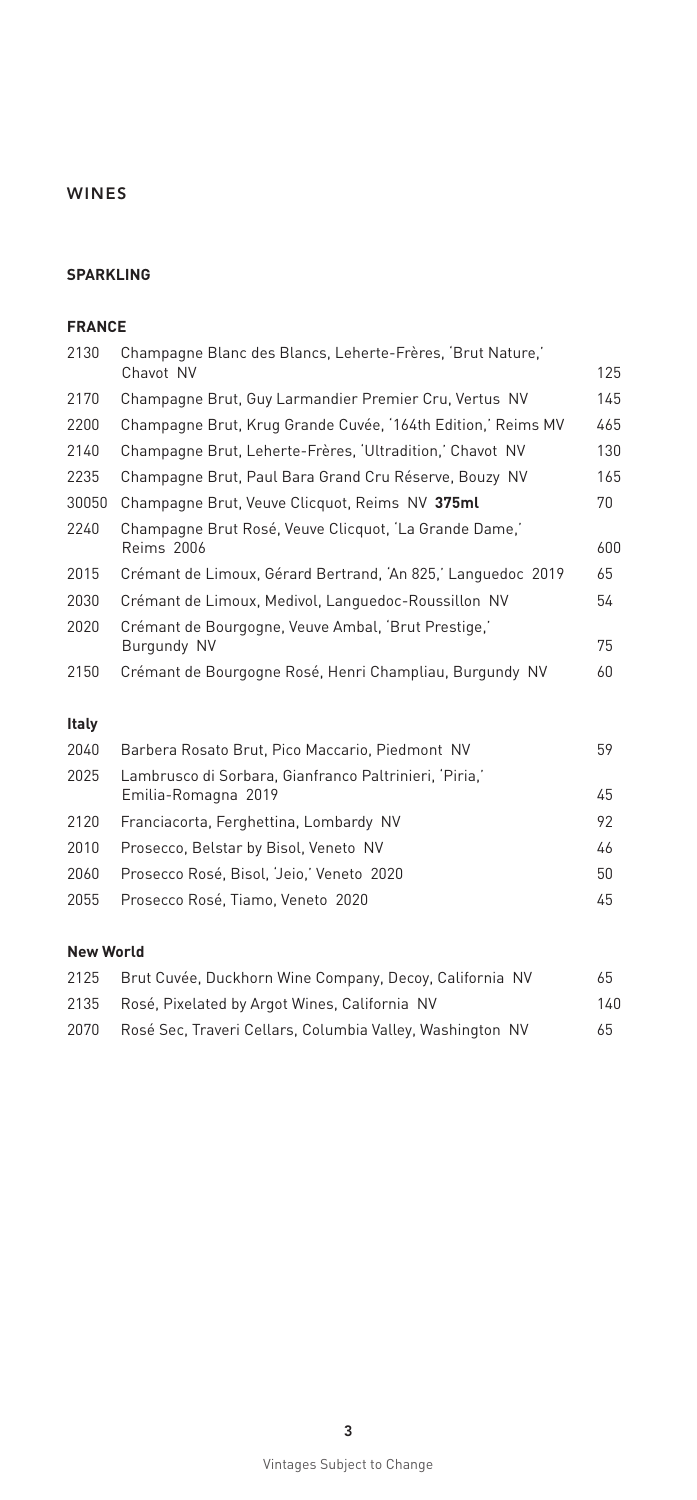# WINES

## SPARKLING

### FRANCE

| | | |
|---|---|---|
| 2130 | Champagne Blanc des Blancs, Leherte-Frères, 'Brut Nature,' Chavot NV | 125 |
| 2170 | Champagne Brut, Guy Larmandier Premier Cru, Vertus NV | 145 |
| 2200 | Champagne Brut, Krug Grande Cuvée, '164th Edition,' Reims MV | 465 |
| 2140 | Champagne Brut, Leherte-Frères, 'Ultradition,' Chavot NV | 130 |
| 2235 | Champagne Brut, Paul Bara Grand Cru Réserve, Bouzy NV | 165 |
| 30050 | Champagne Brut, Veuve Clicquot, Reims NV **375ml** | 70 |
| 2240 | Champagne Brut Rosé, Veuve Clicquot, 'La Grande Dame,' Reims 2006 | 600 |
| 2015 | Crémant de Limoux, Gérard Bertrand, 'An 825,' Languedoc 2019 | 65 |
| 2030 | Crémant de Limoux, Medivol, Languedoc-Roussillon NV | 54 |
| 2020 | Crémant de Bourgogne, Veuve Ambal, 'Brut Prestige,' Burgundy NV | 75 |
| 2150 | Crémant de Bourgogne Rosé, Henri Champliau, Burgundy NV | 60 |

### Italy

| | | |
|---|---|---|
| 2040 | Barbera Rosato Brut, Pico Maccario, Piedmont NV | 59 |
| 2025 | Lambrusco di Sorbara, Gianfranco Paltrinieri, 'Piria,' Emilia-Romagna 2019 | 45 |
| 2120 | Franciacorta, Ferghettina, Lombardy NV | 92 |
| 2010 | Prosecco, Belstar by Bisol, Veneto NV | 46 |
| 2060 | Prosecco Rosé, Bisol, 'Jeio,' Veneto 2020 | 50 |
| 2055 | Prosecco Rosé, Tiamo, Veneto 2020 | 45 |

### New World

| | | |
|---|---|---|
| 2125 | Brut Cuvée, Duckhorn Wine Company, Decoy, California NV | 65 |
| 2135 | Rosé, Pixelated by Argot Wines, California NV | 140 |
| 2070 | Rosé Sec, Traveri Cellars, Columbia Valley, Washington NV | 65 |

Vintages Subject to Change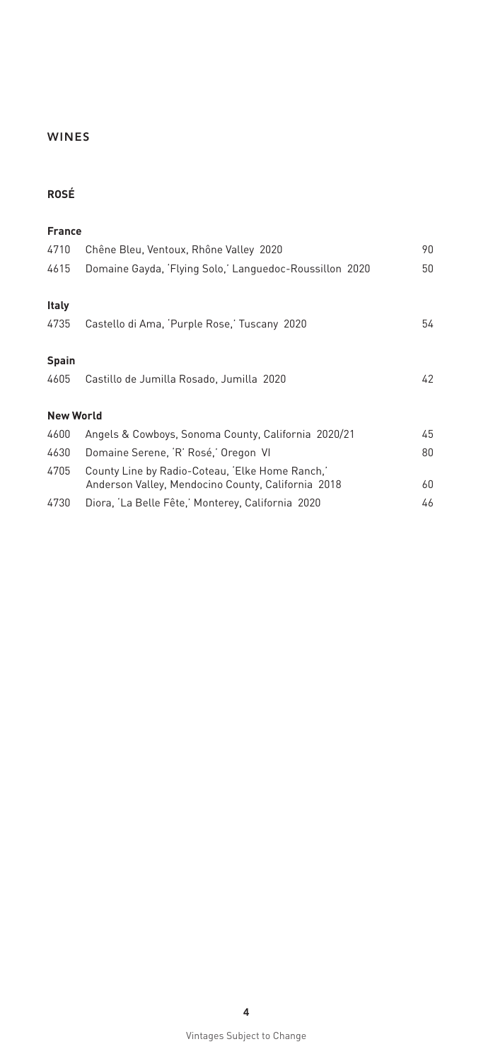# WINES

## ROSÉ

### France

| | | |
|---|---|---|
| 4710 | Chêne Bleu, Ventoux, Rhône Valley 2020 | 90 |
| 4615 | Domaine Gayda, 'Flying Solo,' Languedoc-Roussillon 2020 | 50 |

### Italy

| | | |
|---|---|---|
| 4735 | Castello di Ama, 'Purple Rose,' Tuscany 2020 | 54 |

### Spain

| | | |
|---|---|---|
| 4605 | Castillo de Jumilla Rosado, Jumilla 2020 | 42 |

### New World

| | | |
|---|---|---|
| 4600 | Angels & Cowboys, Sonoma County, California 2020/21 | 45 |
| 4630 | Domaine Serene, 'R' Rosé,' Oregon VI | 80 |
| 4705 | County Line by Radio-Coteau, 'Elke Home Ranch,' Anderson Valley, Mendocino County, California 2018 | 60 |
| 4730 | Diora, 'La Belle Fête,' Monterey, California 2020 | 46 |

Vintages Subject to Change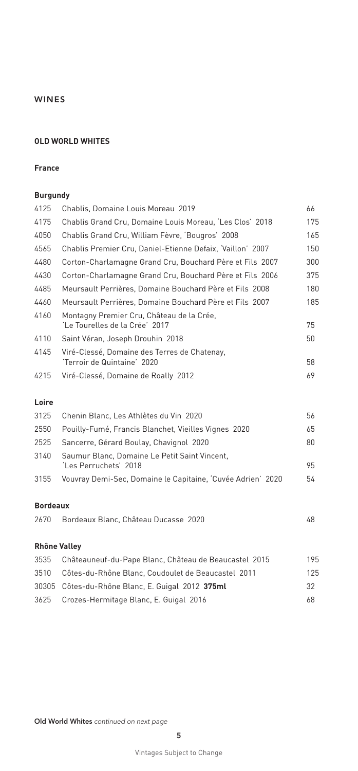# WINES

## OLD WORLD WHITES

### France

#### Burgundy

| | | |
|---|---|---|
| 4125 | Chablis, Domaine Louis Moreau 2019 | 66 |
| 4175 | Chablis Grand Cru, Domaine Louis Moreau, 'Les Clos' 2018 | 175 |
| 4050 | Chablis Grand Cru, William Fèvre, 'Bougros' 2008 | 165 |
| 4565 | Chablis Premier Cru, Daniel-Etienne Defaix, 'Vaillon' 2007 | 150 |
| 4480 | Corton-Charlamagne Grand Cru, Bouchard Père et Fils 2007 | 300 |
| 4430 | Corton-Charlamagne Grand Cru, Bouchard Père et Fils 2006 | 375 |
| 4485 | Meursault Perrières, Domaine Bouchard Père et Fils 2008 | 180 |
| 4460 | Meursault Perrières, Domaine Bouchard Père et Fils 2007 | 185 |
| 4160 | Montagny Premier Cru, Château de la Crée, 'Le Tourelles de la Crée' 2017 | 75 |
| 4110 | Saint Véran, Joseph Drouhin 2018 | 50 |
| 4145 | Viré-Clessé, Domaine des Terres de Chatenay, 'Terroir de Quintaine' 2020 | 58 |
| 4215 | Viré-Clessé, Domaine de Roally 2012 | 69 |

#### Loire

| | | |
|---|---|---|
| 3125 | Chenin Blanc, Les Athlètes du Vin 2020 | 56 |
| 2550 | Pouilly-Fumé, Francis Blanchet, Vieilles Vignes 2020 | 65 |
| 2525 | Sancerre, Gérard Boulay, Chavignol 2020 | 80 |
| 3140 | Saumur Blanc, Domaine Le Petit Saint Vincent, 'Les Perruchets' 2018 | 95 |
| 3155 | Vouvray Demi-Sec, Domaine le Capitaine, 'Cuvée Adrien' 2020 | 54 |

#### Bordeaux

| | | |
|---|---|---|
| 2670 | Bordeaux Blanc, Château Ducasse 2020 | 48 |

#### Rhône Valley

| | | |
|---|---|---|
| 3535 | Châteauneuf-du-Pape Blanc, Château de Beaucastel 2015 | 195 |
| 3510 | Côtes-du-Rhône Blanc, Coudoulet de Beaucastel 2011 | 125 |
| 30305 | Côtes-du-Rhône Blanc, E. Guigal 2012 **375ml** | 32 |
| 3625 | Crozes-Hermitage Blanc, E. Guigal 2016 | 68 |

**Old World Whites** *continued on next page*

Vintages Subject to Change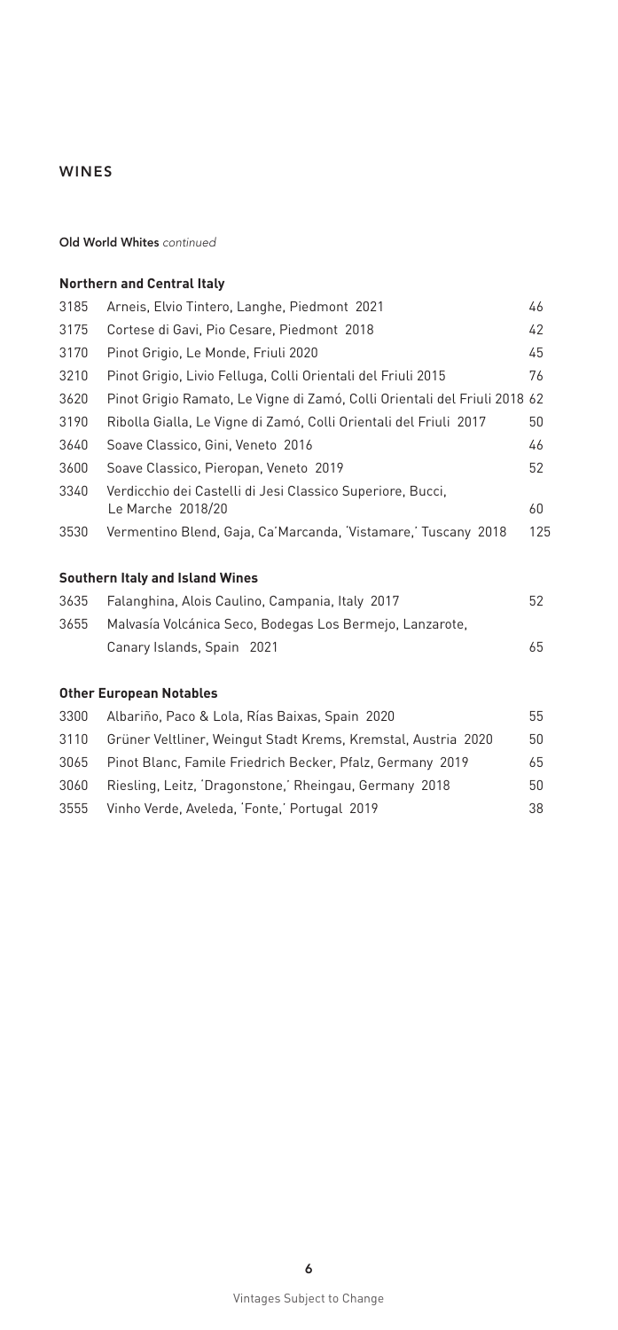# WINES

**Old World Whites** *continued*

### Northern and Central Italy

| | | |
|---|---|---|
| 3185 | Arneis, Elvio Tintero, Langhe, Piedmont 2021 | 46 |
| 3175 | Cortese di Gavi, Pio Cesare, Piedmont 2018 | 42 |
| 3170 | Pinot Grigio, Le Monde, Friuli 2020 | 45 |
| 3210 | Pinot Grigio, Livio Felluga, Colli Orientali del Friuli 2015 | 76 |
| 3620 | Pinot Grigio Ramato, Le Vigne di Zamó, Colli Orientali del Friuli 2018 | 62 |
| 3190 | Ribolla Gialla, Le Vigne di Zamó, Colli Orientali del Friuli 2017 | 50 |
| 3640 | Soave Classico, Gini, Veneto 2016 | 46 |
| 3600 | Soave Classico, Pieropan, Veneto 2019 | 52 |
| 3340 | Verdicchio dei Castelli di Jesi Classico Superiore, Bucci, Le Marche 2018/20 | 60 |
| 3530 | Vermentino Blend, Gaja, Ca'Marcanda, 'Vistamare,' Tuscany 2018 | 125 |

### Southern Italy and Island Wines

| | | |
|---|---|---|
| 3635 | Falanghina, Alois Caulino, Campania, Italy 2017 | 52 |
| 3655 | Malvasía Volcánica Seco, Bodegas Los Bermejo, Lanzarote, Canary Islands, Spain 2021 | 65 |

### Other European Notables

| | | |
|---|---|---|
| 3300 | Albariño, Paco & Lola, Rías Baixas, Spain 2020 | 55 |
| 3110 | Grüner Veltliner, Weingut Stadt Krems, Kremstal, Austria 2020 | 50 |
| 3065 | Pinot Blanc, Famile Friedrich Becker, Pfalz, Germany 2019 | 65 |
| 3060 | Riesling, Leitz, 'Dragonstone,' Rheingau, Germany 2018 | 50 |
| 3555 | Vinho Verde, Aveleda, 'Fonte,' Portugal 2019 | 38 |

Vintages Subject to Change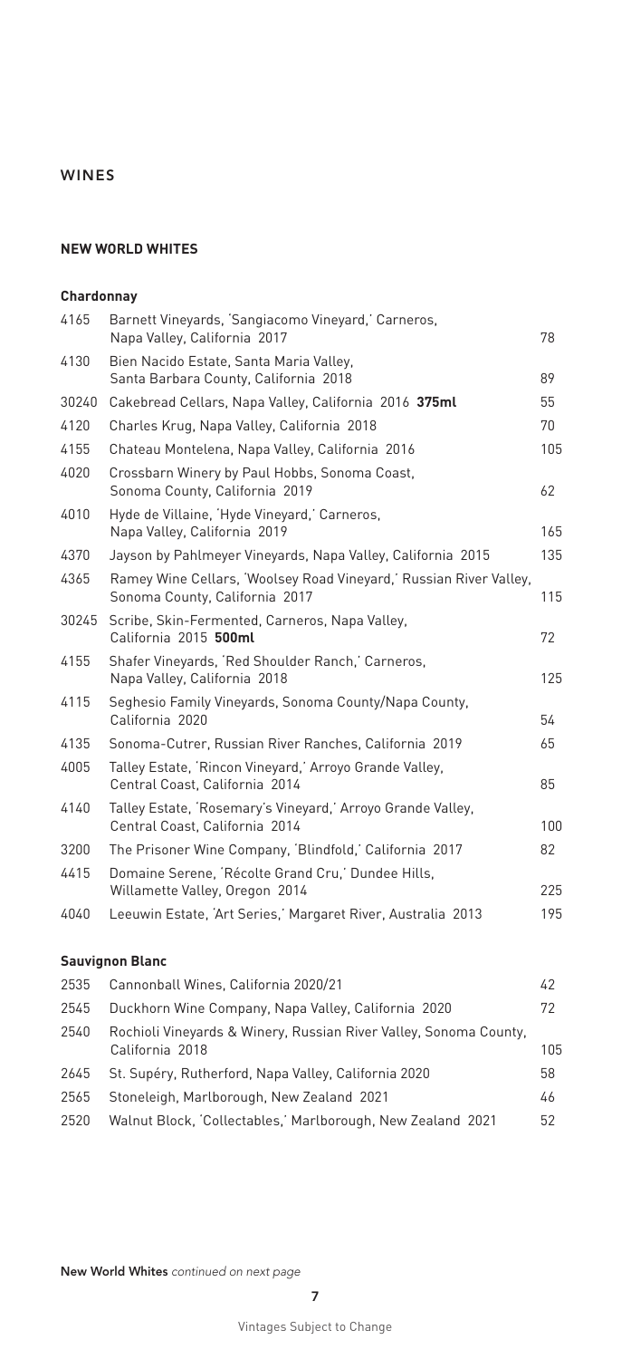# WINES

## NEW WORLD WHITES

### Chardonnay

| | | |
|---|---|---|
| 4165 | Barnett Vineyards, 'Sangiacomo Vineyard,' Carneros, Napa Valley, California 2017 | 78 |
| 4130 | Bien Nacido Estate, Santa Maria Valley, Santa Barbara County, California 2018 | 89 |
| 30240 | Cakebread Cellars, Napa Valley, California 2016 **375ml** | 55 |
| 4120 | Charles Krug, Napa Valley, California 2018 | 70 |
| 4155 | Chateau Montelena, Napa Valley, California 2016 | 105 |
| 4020 | Crossbarn Winery by Paul Hobbs, Sonoma Coast, Sonoma County, California 2019 | 62 |
| 4010 | Hyde de Villaine, 'Hyde Vineyard,' Carneros, Napa Valley, California 2019 | 165 |
| 4370 | Jayson by Pahlmeyer Vineyards, Napa Valley, California 2015 | 135 |
| 4365 | Ramey Wine Cellars, 'Woolsey Road Vineyard,' Russian River Valley, Sonoma County, California 2017 | 115 |
| 30245 | Scribe, Skin-Fermented, Carneros, Napa Valley, California 2015 **500ml** | 72 |
| 4155 | Shafer Vineyards, 'Red Shoulder Ranch,' Carneros, Napa Valley, California 2018 | 125 |
| 4115 | Seghesio Family Vineyards, Sonoma County/Napa County, California 2020 | 54 |
| 4135 | Sonoma-Cutrer, Russian River Ranches, California 2019 | 65 |
| 4005 | Talley Estate, 'Rincon Vineyard,' Arroyo Grande Valley, Central Coast, California 2014 | 85 |
| 4140 | Talley Estate, 'Rosemary's Vineyard,' Arroyo Grande Valley, Central Coast, California 2014 | 100 |
| 3200 | The Prisoner Wine Company, 'Blindfold,' California 2017 | 82 |
| 4415 | Domaine Serene, 'Récolte Grand Cru,' Dundee Hills, Willamette Valley, Oregon 2014 | 225 |
| 4040 | Leeuwin Estate, 'Art Series,' Margaret River, Australia 2013 | 195 |

### Sauvignon Blanc

| | | |
|---|---|---|
| 2535 | Cannonball Wines, California 2020/21 | 42 |
| 2545 | Duckhorn Wine Company, Napa Valley, California 2020 | 72 |
| 2540 | Rochioli Vineyards & Winery, Russian River Valley, Sonoma County, California 2018 | 105 |
| 2645 | St. Supéry, Rutherford, Napa Valley, California 2020 | 58 |
| 2565 | Stoneleigh, Marlborough, New Zealand 2021 | 46 |
| 2520 | Walnut Block, 'Collectables,' Marlborough, New Zealand 2021 | 52 |

**New World Whites** *continued on next page*

Vintages Subject to Change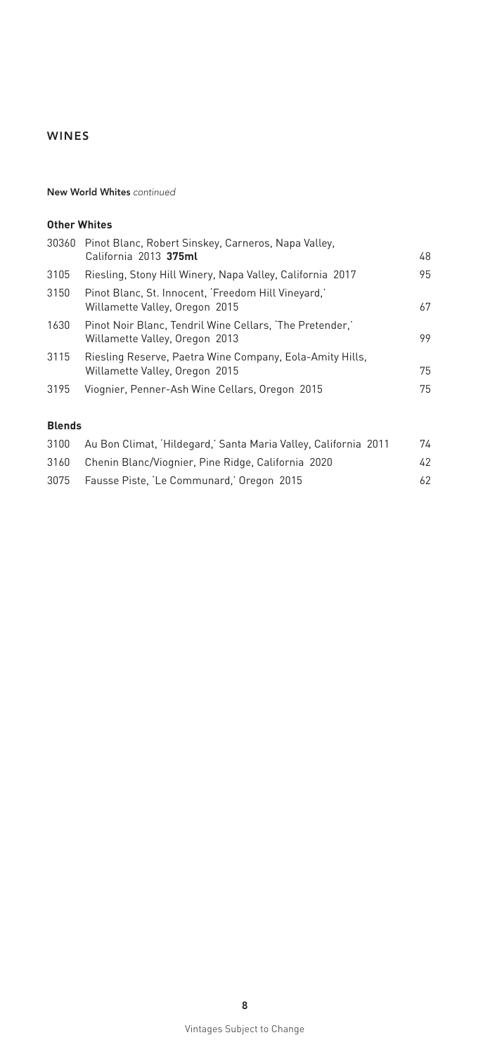# WINES

**New World Whites** *continued*

### Other Whites

| | | |
|---|---|---|
| 30360 | Pinot Blanc, Robert Sinskey, Carneros, Napa Valley, California 2013 **375ml** | 48 |
| 3105 | Riesling, Stony Hill Winery, Napa Valley, California 2017 | 95 |
| 3150 | Pinot Blanc, St. Innocent, 'Freedom Hill Vineyard,' Willamette Valley, Oregon 2015 | 67 |
| 1630 | Pinot Noir Blanc, Tendril Wine Cellars, 'The Pretender,' Willamette Valley, Oregon 2013 | 99 |
| 3115 | Riesling Reserve, Paetra Wine Company, Eola-Amity Hills, Willamette Valley, Oregon 2015 | 75 |
| 3195 | Viognier, Penner-Ash Wine Cellars, Oregon 2015 | 75 |

### Blends

| | | |
|---|---|---|
| 3100 | Au Bon Climat, 'Hildegard,' Santa Maria Valley, California 2011 | 74 |
| 3160 | Chenin Blanc/Viognier, Pine Ridge, California 2020 | 42 |
| 3075 | Fausse Piste, 'Le Communard,' Oregon 2015 | 62 |

Vintages Subject to Change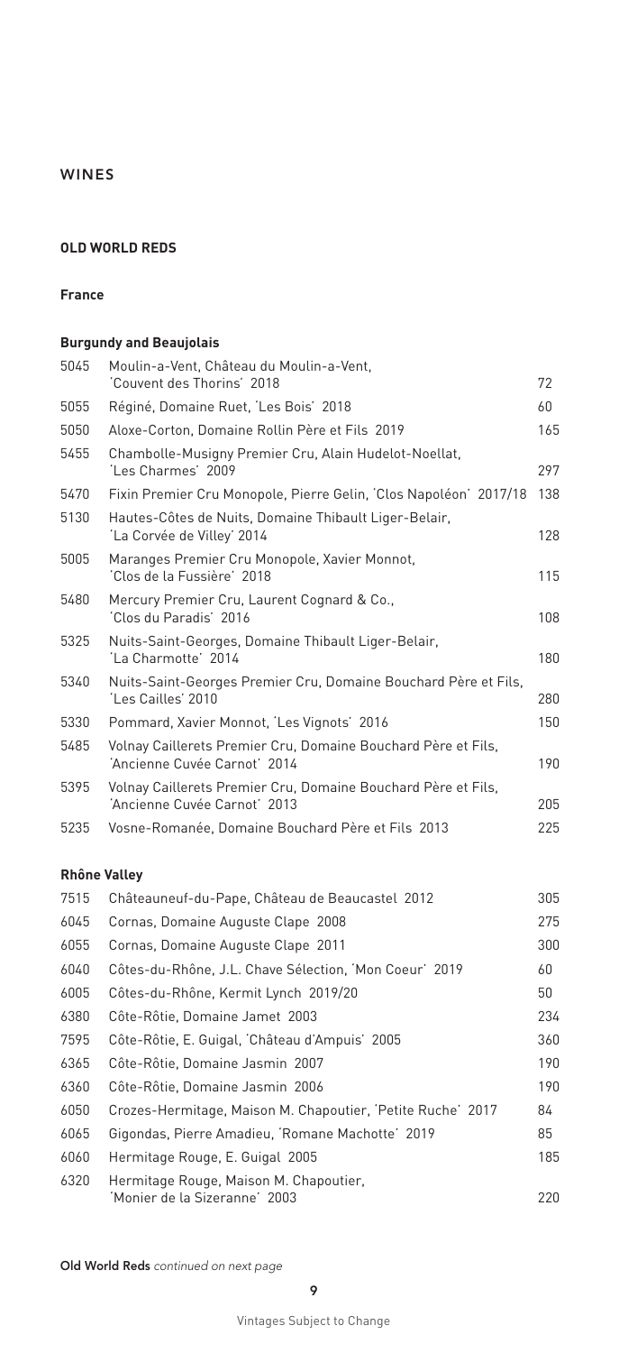# WINES

## OLD WORLD REDS

### France

#### Burgundy and Beaujolais

| | | |
|---|---|---|
| 5045 | Moulin-a-Vent, Château du Moulin-a-Vent, 'Couvent des Thorins' 2018 | 72 |
| 5055 | Réginé, Domaine Ruet, 'Les Bois' 2018 | 60 |
| 5050 | Aloxe-Corton, Domaine Rollin Père et Fils 2019 | 165 |
| 5455 | Chambolle-Musigny Premier Cru, Alain Hudelot-Noellat, 'Les Charmes' 2009 | 297 |
| 5470 | Fixin Premier Cru Monopole, Pierre Gelin, 'Clos Napoléon' 2017/18 | 138 |
| 5130 | Hautes-Côtes de Nuits, Domaine Thibault Liger-Belair, 'La Corvée de Villey' 2014 | 128 |
| 5005 | Maranges Premier Cru Monopole, Xavier Monnot, 'Clos de la Fussière' 2018 | 115 |
| 5480 | Mercury Premier Cru, Laurent Cognard & Co., 'Clos du Paradis' 2016 | 108 |
| 5325 | Nuits-Saint-Georges, Domaine Thibault Liger-Belair, 'La Charmotte' 2014 | 180 |
| 5340 | Nuits-Saint-Georges Premier Cru, Domaine Bouchard Père et Fils, 'Les Cailles' 2010 | 280 |
| 5330 | Pommard, Xavier Monnot, 'Les Vignots' 2016 | 150 |
| 5485 | Volnay Caillerets Premier Cru, Domaine Bouchard Père et Fils, 'Ancienne Cuvée Carnot' 2014 | 190 |
| 5395 | Volnay Caillerets Premier Cru, Domaine Bouchard Père et Fils, 'Ancienne Cuvée Carnot' 2013 | 205 |
| 5235 | Vosne-Romanée, Domaine Bouchard Père et Fils 2013 | 225 |

#### Rhône Valley

| | | |
|---|---|---|
| 7515 | Châteauneuf-du-Pape, Château de Beaucastel 2012 | 305 |
| 6045 | Cornas, Domaine Auguste Clape 2008 | 275 |
| 6055 | Cornas, Domaine Auguste Clape 2011 | 300 |
| 6040 | Côtes-du-Rhône, J.L. Chave Sélection, 'Mon Coeur' 2019 | 60 |
| 6005 | Côtes-du-Rhône, Kermit Lynch 2019/20 | 50 |
| 6380 | Côte-Rôtie, Domaine Jamet 2003 | 234 |
| 7595 | Côte-Rôtie, E. Guigal, 'Château d'Ampuis' 2005 | 360 |
| 6365 | Côte-Rôtie, Domaine Jasmin 2007 | 190 |
| 6360 | Côte-Rôtie, Domaine Jasmin 2006 | 190 |
| 6050 | Crozes-Hermitage, Maison M. Chapoutier, 'Petite Ruche' 2017 | 84 |
| 6065 | Gigondas, Pierre Amadieu, 'Romane Machotte' 2019 | 85 |
| 6060 | Hermitage Rouge, E. Guigal 2005 | 185 |
| 6320 | Hermitage Rouge, Maison M. Chapoutier, 'Monier de la Sizeranne' 2003 | 220 |

**Old World Reds** *continued on next page*

Vintages Subject to Change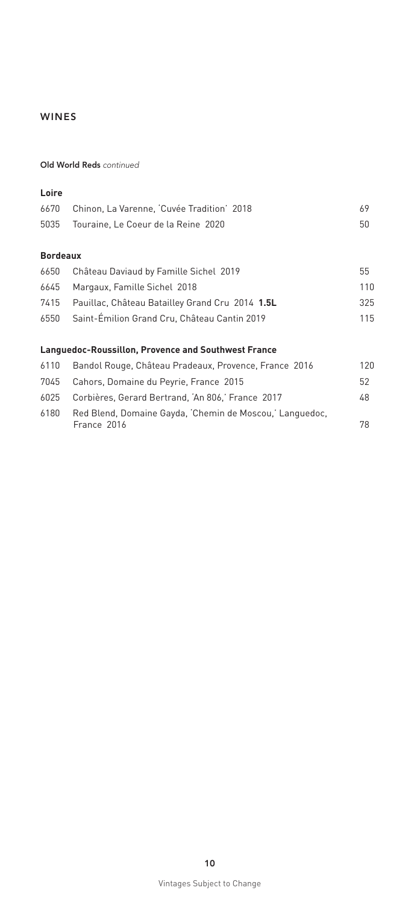## WINES

**Old World Reds** *continued*

### Loire

| | | |
|---|---|---|
| 6670 | Chinon, La Varenne, 'Cuvée Tradition' 2018 | 69 |
| 5035 | Touraine, Le Coeur de la Reine 2020 | 50 |

### Bordeaux

| | | |
|---|---|---|
| 6650 | Château Daviaud by Famille Sichel 2019 | 55 |
| 6645 | Margaux, Famille Sichel 2018 | 110 |
| 7415 | Pauillac, Château Batailley Grand Cru 2014 **1.5L** | 325 |
| 6550 | Saint-Émilion Grand Cru, Château Cantin 2019 | 115 |

### Languedoc-Roussillon, Provence and Southwest France

| | | |
|---|---|---|
| 6110 | Bandol Rouge, Château Pradeaux, Provence, France 2016 | 120 |
| 7045 | Cahors, Domaine du Peyrie, France 2015 | 52 |
| 6025 | Corbières, Gerard Bertrand, 'An 806,' France 2017 | 48 |
| 6180 | Red Blend, Domaine Gayda, 'Chemin de Moscou,' Languedoc, France 2016 | 78 |

Vintages Subject to Change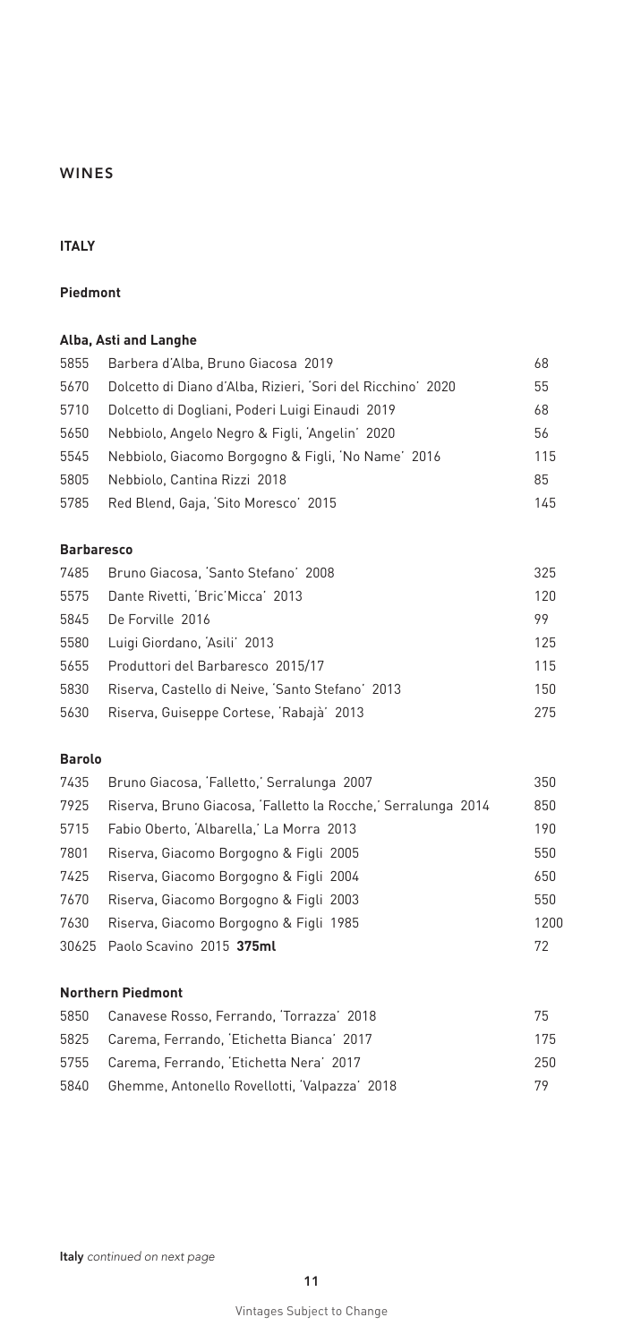# WINES

## ITALY

### Piedmont

#### Alba, Asti and Langhe

| | | |
|---|---|---|
| 5855 | Barbera d'Alba, Bruno Giacosa 2019 | 68 |
| 5670 | Dolcetto di Diano d'Alba, Rizieri, 'Sori del Ricchino' 2020 | 55 |
| 5710 | Dolcetto di Dogliani, Poderi Luigi Einaudi 2019 | 68 |
| 5650 | Nebbiolo, Angelo Negro & Figli, 'Angelin' 2020 | 56 |
| 5545 | Nebbiolo, Giacomo Borgogno & Figli, 'No Name' 2016 | 115 |
| 5805 | Nebbiolo, Cantina Rizzi 2018 | 85 |
| 5785 | Red Blend, Gaja, 'Sito Moresco' 2015 | 145 |

#### Barbaresco

| | | |
|---|---|---|
| 7485 | Bruno Giacosa, 'Santo Stefano' 2008 | 325 |
| 5575 | Dante Rivetti, 'Bric'Micca' 2013 | 120 |
| 5845 | De Forville 2016 | 99 |
| 5580 | Luigi Giordano, 'Asili' 2013 | 125 |
| 5655 | Produttori del Barbaresco 2015/17 | 115 |
| 5830 | Riserva, Castello di Neive, 'Santo Stefano' 2013 | 150 |
| 5630 | Riserva, Guiseppe Cortese, 'Rabajà' 2013 | 275 |

#### Barolo

| | | |
|---|---|---|
| 7435 | Bruno Giacosa, 'Falletto,' Serralunga 2007 | 350 |
| 7925 | Riserva, Bruno Giacosa, 'Falletto la Rocche,' Serralunga 2014 | 850 |
| 5715 | Fabio Oberto, 'Albarella,' La Morra 2013 | 190 |
| 7801 | Riserva, Giacomo Borgogno & Figli 2005 | 550 |
| 7425 | Riserva, Giacomo Borgogno & Figli 2004 | 650 |
| 7670 | Riserva, Giacomo Borgogno & Figli 2003 | 550 |
| 7630 | Riserva, Giacomo Borgogno & Figli 1985 | 1200 |
| 30625 | Paolo Scavino 2015 **375ml** | 72 |

#### Northern Piedmont

| | | |
|---|---|---|
| 5850 | Canavese Rosso, Ferrando, 'Torrazza' 2018 | 75 |
| 5825 | Carema, Ferrando, 'Etichetta Bianca' 2017 | 175 |
| 5755 | Carema, Ferrando, 'Etichetta Nera' 2017 | 250 |
| 5840 | Ghemme, Antonello Rovellotti, 'Valpazza' 2018 | 79 |

**Italy** *continued on next page*

Vintages Subject to Change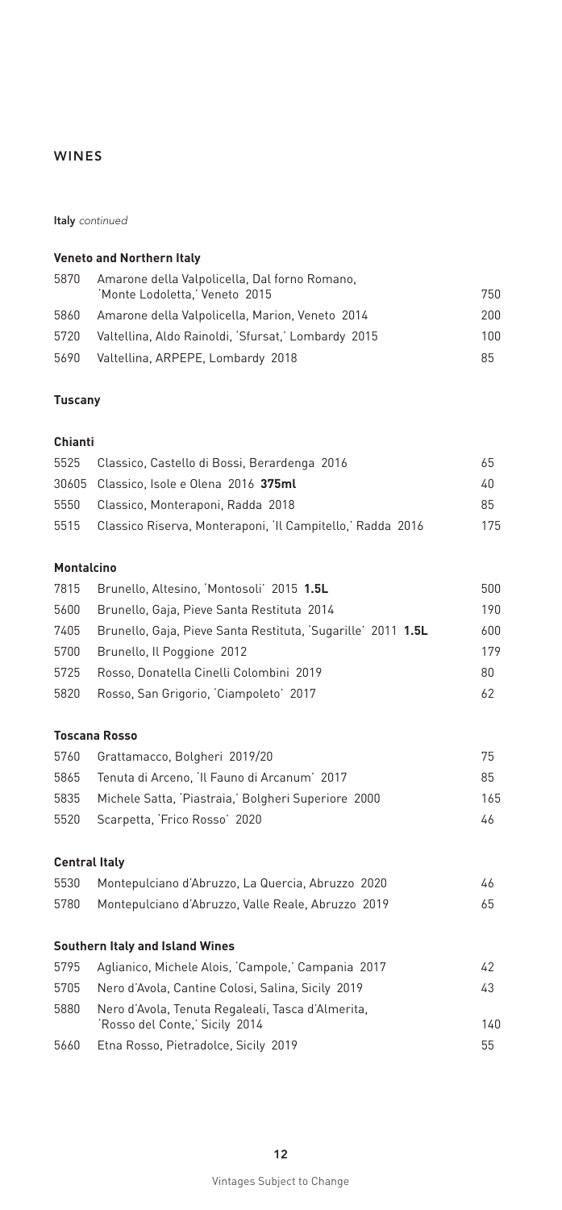# WINES

**Italy** *continued*

### Veneto and Northern Italy

| | | |
|---|---|---|
| 5870 | Amarone della Valpolicella, Dal forno Romano, 'Monte Lodoletta,' Veneto 2015 | 750 |
| 5860 | Amarone della Valpolicella, Marion, Veneto 2014 | 200 |
| 5720 | Valtellina, Aldo Rainoldi, 'Sfursat,' Lombardy 2015 | 100 |
| 5690 | Valtellina, ARPEPE, Lombardy 2018 | 85 |

### Tuscany

#### Chianti

| | | |
|---|---|---|
| 5525 | Classico, Castello di Bossi, Berardenga 2016 | 65 |
| 30605 | Classico, Isole e Olena 2016 **375ml** | 40 |
| 5550 | Classico, Monteraponi, Radda 2018 | 85 |
| 5515 | Classico Riserva, Monteraponi, 'Il Campitello,' Radda 2016 | 175 |

#### Montalcino

| | | |
|---|---|---|
| 7815 | Brunello, Altesino, 'Montosoli' 2015 **1.5L** | 500 |
| 5600 | Brunello, Gaja, Pieve Santa Restituta 2014 | 190 |
| 7405 | Brunello, Gaja, Pieve Santa Restituta, 'Sugarille' 2011 **1.5L** | 600 |
| 5700 | Brunello, Il Poggione 2012 | 179 |
| 5725 | Rosso, Donatella Cinelli Colombini 2019 | 80 |
| 5820 | Rosso, San Grigorio, 'Ciampoleto' 2017 | 62 |

#### Toscana Rosso

| | | |
|---|---|---|
| 5760 | Grattamacco, Bolgheri 2019/20 | 75 |
| 5865 | Tenuta di Arceno, 'Il Fauno di Arcanum' 2017 | 85 |
| 5835 | Michele Satta, 'Piastraia,' Bolgheri Superiore 2000 | 165 |
| 5520 | Scarpetta, 'Frico Rosso' 2020 | 46 |

### Central Italy

| | | |
|---|---|---|
| 5530 | Montepulciano d'Abruzzo, La Quercia, Abruzzo 2020 | 46 |
| 5780 | Montepulciano d'Abruzzo, Valle Reale, Abruzzo 2019 | 65 |

### Southern Italy and Island Wines

| | | |
|---|---|---|
| 5795 | Aglianico, Michele Alois, 'Campole,' Campania 2017 | 42 |
| 5705 | Nero d'Avola, Cantine Colosi, Salina, Sicily 2019 | 43 |
| 5880 | Nero d'Avola, Tenuta Regaleali, Tasca d'Almerita, 'Rosso del Conte,' Sicily 2014 | 140 |
| 5660 | Etna Rosso, Pietradolce, Sicily 2019 | 55 |

Vintages Subject to Change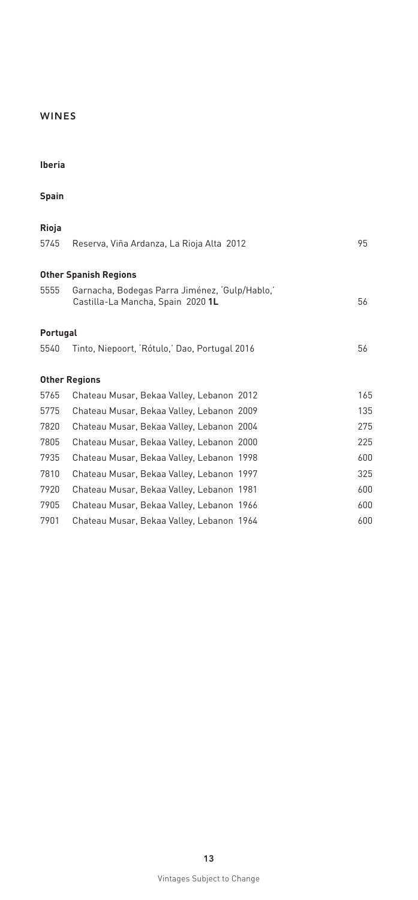## WINES

### Iberia

### Spain

#### Rioja

| | | |
|---|---|---|
| 5745 | Reserva, Viña Ardanza, La Rioja Alta 2012 | 95 |

#### Other Spanish Regions

| | | |
|---|---|---|
| 5555 | Garnacha, Bodegas Parra Jiménez, 'Gulp/Hablo,' Castilla-La Mancha, Spain 2020 **1L** | 56 |

#### Portugal

| | | |
|---|---|---|
| 5540 | Tinto, Niepoort, 'Rótulo,' Dao, Portugal 2016 | 56 |

#### Other Regions

| | | |
|---|---|---|
| 5765 | Chateau Musar, Bekaa Valley, Lebanon 2012 | 165 |
| 5775 | Chateau Musar, Bekaa Valley, Lebanon 2009 | 135 |
| 7820 | Chateau Musar, Bekaa Valley, Lebanon 2004 | 275 |
| 7805 | Chateau Musar, Bekaa Valley, Lebanon 2000 | 225 |
| 7935 | Chateau Musar, Bekaa Valley, Lebanon 1998 | 600 |
| 7810 | Chateau Musar, Bekaa Valley, Lebanon 1997 | 325 |
| 7920 | Chateau Musar, Bekaa Valley, Lebanon 1981 | 600 |
| 7905 | Chateau Musar, Bekaa Valley, Lebanon 1966 | 600 |
| 7901 | Chateau Musar, Bekaa Valley, Lebanon 1964 | 600 |

Vintages Subject to Change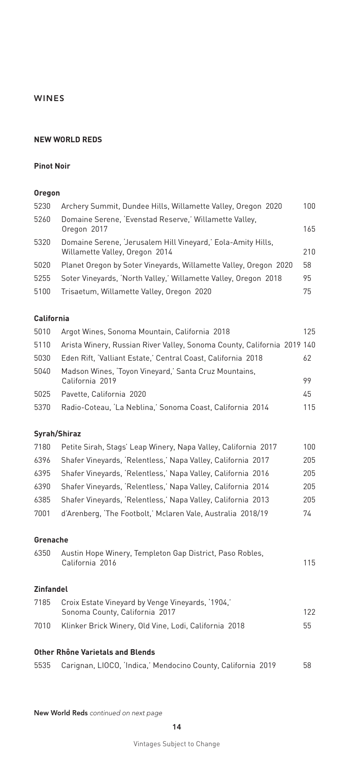## WINES

### NEW WORLD REDS

#### Pinot Noir

**Oregon**

| | | |
|---|---|---|
| 5230 | Archery Summit, Dundee Hills, Willamette Valley, Oregon 2020 | 100 |
| 5260 | Domaine Serene, 'Evenstad Reserve,' Willamette Valley, Oregon 2017 | 165 |
| 5320 | Domaine Serene, 'Jerusalem Hill Vineyard,' Eola-Amity Hills, Willamette Valley, Oregon 2014 | 210 |
| 5020 | Planet Oregon by Soter Vineyards, Willamette Valley, Oregon 2020 | 58 |
| 5255 | Soter Vineyards, 'North Valley,' Willamette Valley, Oregon 2018 | 95 |
| 5100 | Trisaetum, Willamette Valley, Oregon 2020 | 75 |

**California**

| | | |
|---|---|---|
| 5010 | Argot Wines, Sonoma Mountain, California 2018 | 125 |
| 5110 | Arista Winery, Russian River Valley, Sonoma County, California 2019 | 140 |
| 5030 | Eden Rift, 'Valliant Estate,' Central Coast, California 2018 | 62 |
| 5040 | Madson Wines, 'Toyon Vineyard,' Santa Cruz Mountains, California 2019 | 99 |
| 5025 | Pavette, California 2020 | 45 |
| 5370 | Radio-Coteau, 'La Neblina,' Sonoma Coast, California 2014 | 115 |

#### Syrah/Shiraz

| | | |
|---|---|---|
| 7180 | Petite Sirah, Stags' Leap Winery, Napa Valley, California 2017 | 100 |
| 6396 | Shafer Vineyards, 'Relentless,' Napa Valley, California 2017 | 205 |
| 6395 | Shafer Vineyards, 'Relentless,' Napa Valley, California 2016 | 205 |
| 6390 | Shafer Vineyards, 'Relentless,' Napa Valley, California 2014 | 205 |
| 6385 | Shafer Vineyards, 'Relentless,' Napa Valley, California 2013 | 205 |
| 7001 | d'Arenberg, 'The Footbolt,' Mclaren Vale, Australia 2018/19 | 74 |

#### Grenache

| | | |
|---|---|---|
| 6350 | Austin Hope Winery, Templeton Gap District, Paso Robles, California 2016 | 115 |

#### Zinfandel

| | | |
|---|---|---|
| 7185 | Croix Estate Vineyard by Venge Vineyards, '1904,' Sonoma County, California 2017 | 122 |
| 7010 | Klinker Brick Winery, Old Vine, Lodi, California 2018 | 55 |

#### Other Rhône Varietals and Blends

| | | |
|---|---|---|
| 5535 | Carignan, LIOCO, 'Indica,' Mendocino County, California 2019 | 58 |

**New World Reds** *continued on next page*

Vintages Subject to Change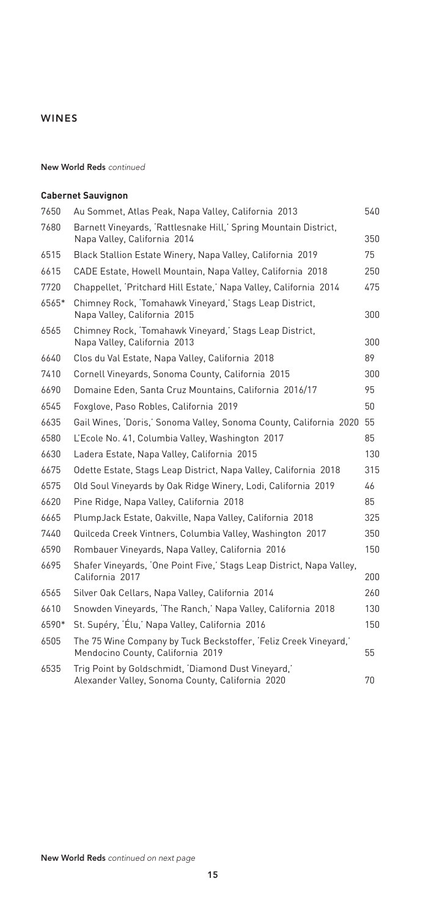## WINES

**New World Reds** *continued*

### Cabernet Sauvignon

| | | |
|---|---|---|
| 7650 | Au Sommet, Atlas Peak, Napa Valley, California 2013 | 540 |
| 7680 | Barnett Vineyards, 'Rattlesnake Hill,' Spring Mountain District, Napa Valley, California 2014 | 350 |
| 6515 | Black Stallion Estate Winery, Napa Valley, California 2019 | 75 |
| 6615 | CADE Estate, Howell Mountain, Napa Valley, California 2018 | 250 |
| 7720 | Chappellet, 'Pritchard Hill Estate,' Napa Valley, California 2014 | 475 |
| 6565* | Chimney Rock, 'Tomahawk Vineyard,' Stags Leap District, Napa Valley, California 2015 | 300 |
| 6565 | Chimney Rock, 'Tomahawk Vineyard,' Stags Leap District, Napa Valley, California 2013 | 300 |
| 6640 | Clos du Val Estate, Napa Valley, California 2018 | 89 |
| 7410 | Cornell Vineyards, Sonoma County, California 2015 | 300 |
| 6690 | Domaine Eden, Santa Cruz Mountains, California 2016/17 | 95 |
| 6545 | Foxglove, Paso Robles, California 2019 | 50 |
| 6635 | Gail Wines, 'Doris,' Sonoma Valley, Sonoma County, California 2020 | 55 |
| 6580 | L'Ecole No. 41, Columbia Valley, Washington 2017 | 85 |
| 6630 | Ladera Estate, Napa Valley, California 2015 | 130 |
| 6675 | Odette Estate, Stags Leap District, Napa Valley, California 2018 | 315 |
| 6575 | Old Soul Vineyards by Oak Ridge Winery, Lodi, California 2019 | 46 |
| 6620 | Pine Ridge, Napa Valley, California 2018 | 85 |
| 6665 | PlumpJack Estate, Oakville, Napa Valley, California 2018 | 325 |
| 7440 | Quilceda Creek Vintners, Columbia Valley, Washington 2017 | 350 |
| 6590 | Rombauer Vineyards, Napa Valley, California 2016 | 150 |
| 6695 | Shafer Vineyards, 'One Point Five,' Stags Leap District, Napa Valley, California 2017 | 200 |
| 6565 | Silver Oak Cellars, Napa Valley, California 2014 | 260 |
| 6610 | Snowden Vineyards, 'The Ranch,' Napa Valley, California 2018 | 130 |
| 6590* | St. Supéry, 'Élu,' Napa Valley, California 2016 | 150 |
| 6505 | The 75 Wine Company by Tuck Beckstoffer, 'Feliz Creek Vineyard,' Mendocino County, California 2019 | 55 |
| 6535 | Trig Point by Goldschmidt, 'Diamond Dust Vineyard,' Alexander Valley, Sonoma County, California 2020 | 70 |

**New World Reds** *continued on next page*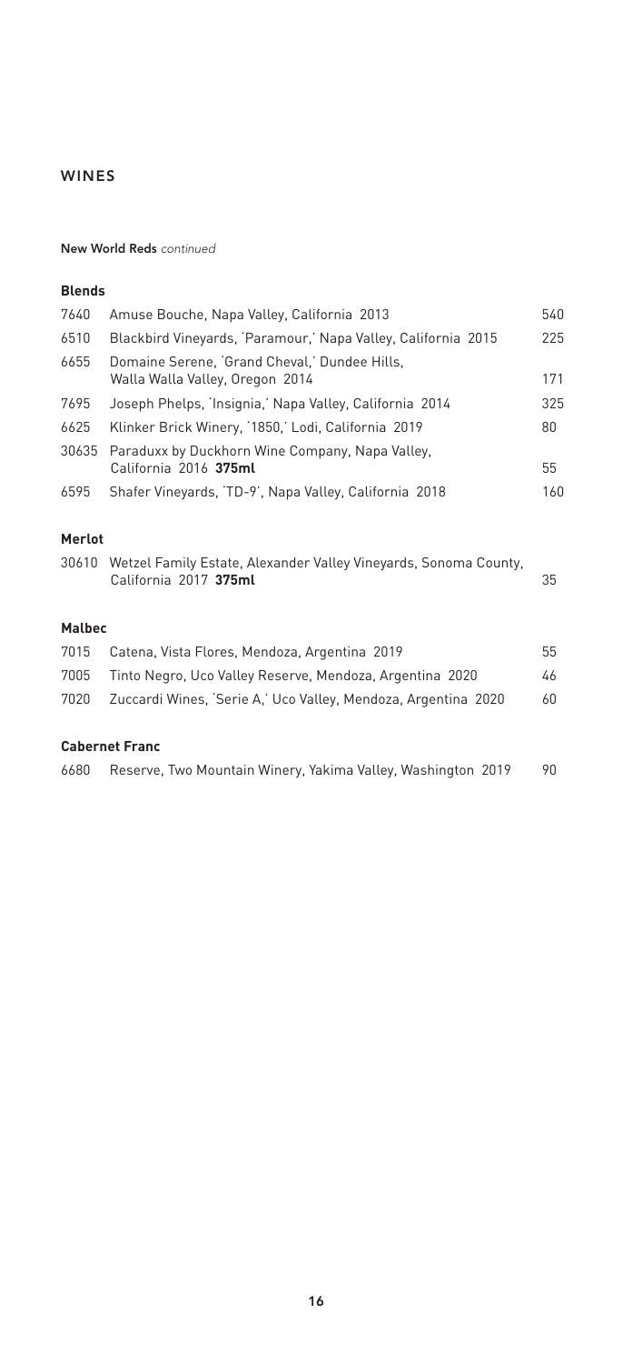## WINES

**New World Reds** *continued*

### Blends

| | | |
|---|---|---|
| 7640 | Amuse Bouche, Napa Valley, California 2013 | 540 |
| 6510 | Blackbird Vineyards, 'Paramour,' Napa Valley, California 2015 | 225 |
| 6655 | Domaine Serene, 'Grand Cheval,' Dundee Hills, Walla Walla Valley, Oregon 2014 | 171 |
| 7695 | Joseph Phelps, 'Insignia,' Napa Valley, California 2014 | 325 |
| 6625 | Klinker Brick Winery, '1850,' Lodi, California 2019 | 80 |
| 30635 | Paraduxx by Duckhorn Wine Company, Napa Valley, California 2016 **375ml** | 55 |
| 6595 | Shafer Vineyards, 'TD-9', Napa Valley, California 2018 | 160 |

### Merlot

| | | |
|---|---|---|
| 30610 | Wetzel Family Estate, Alexander Valley Vineyards, Sonoma County, California 2017 **375ml** | 35 |

### Malbec

| | | |
|---|---|---|
| 7015 | Catena, Vista Flores, Mendoza, Argentina 2019 | 55 |
| 7005 | Tinto Negro, Uco Valley Reserve, Mendoza, Argentina 2020 | 46 |
| 7020 | Zuccardi Wines, 'Serie A,' Uco Valley, Mendoza, Argentina 2020 | 60 |

### Cabernet Franc

| | | |
|---|---|---|
| 6680 | Reserve, Two Mountain Winery, Yakima Valley, Washington 2019 | 90 |